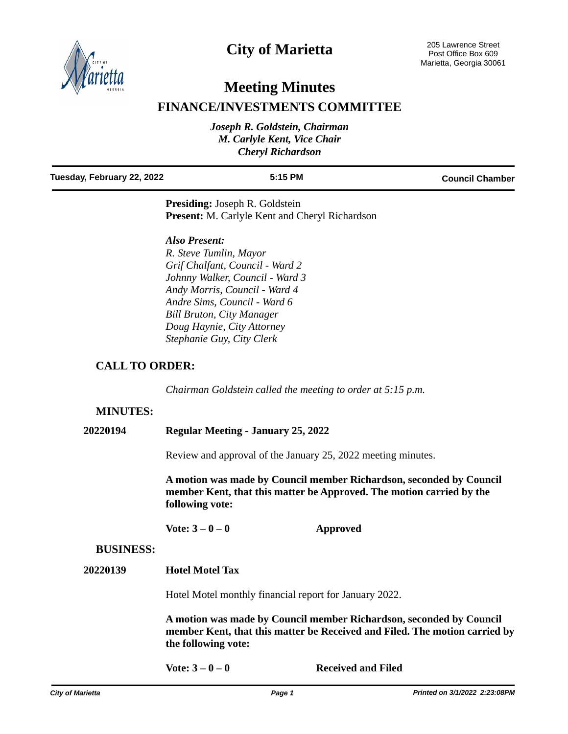# City of Marietta

205 Lawrence Street
Post Office Box 609
Marietta, Georgia 30061

# Meeting Minutes

## FINANCE/INVESTMENTS COMMITTEE

*Joseph R. Goldstein, Chairman*
*M. Carlyle Kent, Vice Chair*
*Cheryl Richardson*

**Tuesday, February 22, 2022** | **5:15 PM** | **Council Chamber**

**Presiding:** Joseph R. Goldstein
**Present:** M. Carlyle Kent and Cheryl Richardson

***Also Present:***
*R. Steve Tumlin, Mayor*
*Grif Chalfant, Council - Ward 2*
*Johnny Walker, Council - Ward 3*
*Andy Morris, Council - Ward 4*
*Andre Sims, Council - Ward 6*
*Bill Bruton, City Manager*
*Doug Haynie, City Attorney*
*Stephanie Guy, City Clerk*

### CALL TO ORDER:

*Chairman Goldstein called the meeting to order at 5:15 p.m.*

### MINUTES:

**20220194** **Regular Meeting - January 25, 2022**

Review and approval of the January 25, 2022 meeting minutes.

**A motion was made by Council member Richardson, seconded by Council member Kent, that this matter be Approved. The motion carried by the following vote:**

**Vote: 3 – 0 – 0** **Approved**

### BUSINESS:

**20220139** **Hotel Motel Tax**

Hotel Motel monthly financial report for January 2022.

**A motion was made by Council member Richardson, seconded by Council member Kent, that this matter be Received and Filed. The motion carried by the following vote:**

**Vote: 3 – 0 – 0** **Received and Filed**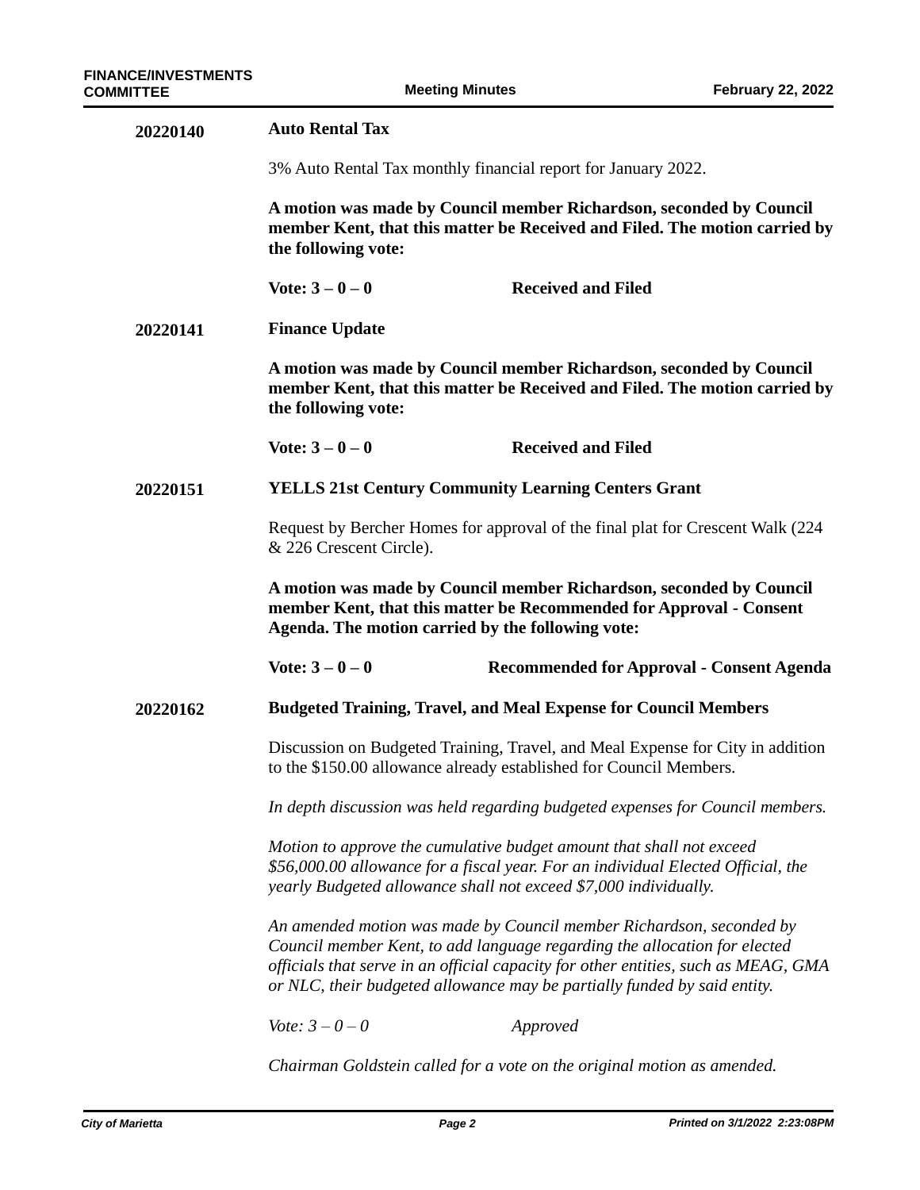**20220140** **Auto Rental Tax**

3% Auto Rental Tax monthly financial report for January 2022.

**A motion was made by Council member Richardson, seconded by Council member Kent, that this matter be Received and Filed. The motion carried by the following vote:**

**Vote: 3 – 0 – 0** **Received and Filed**

**20220141** **Finance Update**

**A motion was made by Council member Richardson, seconded by Council member Kent, that this matter be Received and Filed. The motion carried by the following vote:**

**Vote: 3 – 0 – 0** **Received and Filed**

**20220151** **YELLS 21st Century Community Learning Centers Grant**

Request by Bercher Homes for approval of the final plat for Crescent Walk (224 & 226 Crescent Circle).

**A motion was made by Council member Richardson, seconded by Council member Kent, that this matter be Recommended for Approval - Consent Agenda. The motion carried by the following vote:**

**Vote: 3 – 0 – 0** **Recommended for Approval - Consent Agenda**

**20220162** **Budgeted Training, Travel, and Meal Expense for Council Members**

Discussion on Budgeted Training, Travel, and Meal Expense for City in addition to the $150.00 allowance already established for Council Members.

*In depth discussion was held regarding budgeted expenses for Council members.*

*Motion to approve the cumulative budget amount that shall not exceed $56,000.00 allowance for a fiscal year. For an individual Elected Official, the yearly Budgeted allowance shall not exceed $7,000 individually.*

*An amended motion was made by Council member Richardson, seconded by Council member Kent, to add language regarding the allocation for elected officials that serve in an official capacity for other entities, such as MEAG, GMA or NLC, their budgeted allowance may be partially funded by said entity.*

*Vote: 3 – 0 – 0* *Approved*

*Chairman Goldstein called for a vote on the original motion as amended.*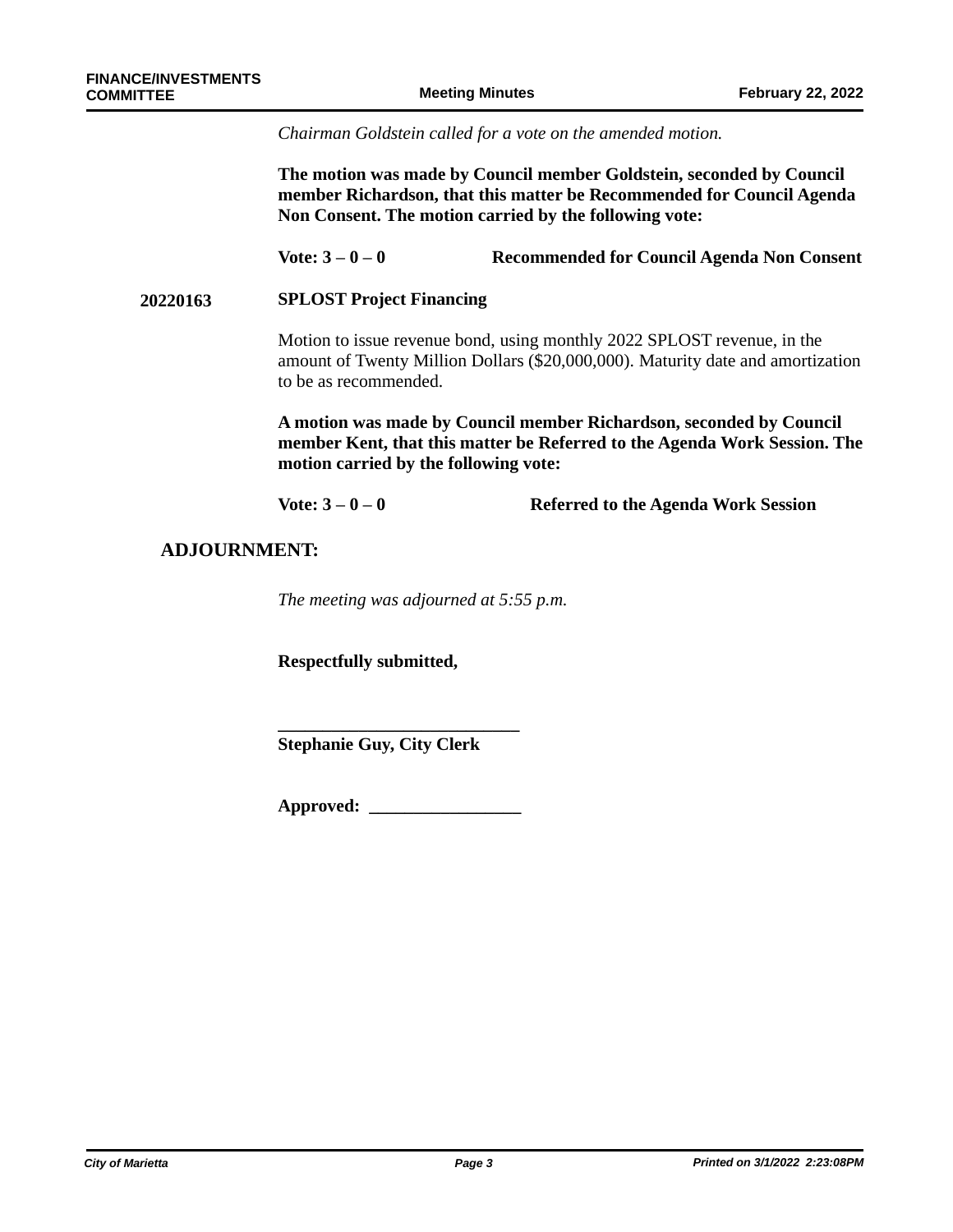*Chairman Goldstein called for a vote on the amended motion.*

**The motion was made by Council member Goldstein, seconded by Council member Richardson, that this matter be Recommended for Council Agenda Non Consent. The motion carried by the following vote:**

**Vote: 3 – 0 – 0** **Recommended for Council Agenda Non Consent**

**20220163** **SPLOST Project Financing**

Motion to issue revenue bond, using monthly 2022 SPLOST revenue, in the amount of Twenty Million Dollars ($20,000,000). Maturity date and amortization to be as recommended.

**A motion was made by Council member Richardson, seconded by Council member Kent, that this matter be Referred to the Agenda Work Session. The motion carried by the following vote:**

**Vote: 3 – 0 – 0** **Referred to the Agenda Work Session**

## ADJOURNMENT:

*The meeting was adjourned at 5:55 p.m.*

**Respectfully submitted,**

**\_\_\_\_\_\_\_\_\_\_\_\_\_\_\_\_\_\_\_\_\_\_\_\_\_\_\_**
**Stephanie Guy, City Clerk**

**Approved: \_\_\_\_\_\_\_\_\_\_\_\_\_\_\_\_\_**